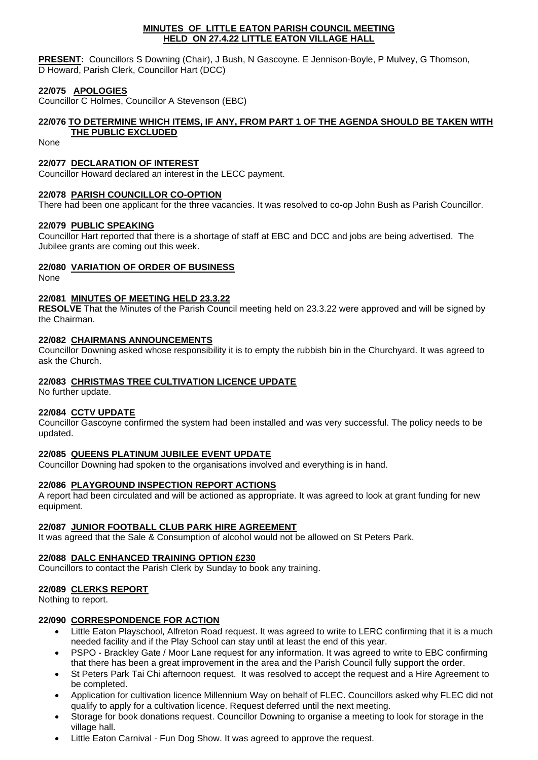# MINUTES OF LITTLE EATON PARISH COUNCIL MEETING HELD ON 27.4.22 LITTLE EATON VILLAGE HALL

**PRESENT:** Councillors S Downing (Chair), J Bush, N Gascoyne. E Jennison-Boyle, P Mulvey, G Thomson, D Howard, Parish Clerk, Councillor Hart (DCC)

## 22/075 APOLOGIES

Councillor C Holmes, Councillor A Stevenson (EBC)

## 22/076 TO DETERMINE WHICH ITEMS, IF ANY, FROM PART 1 OF THE AGENDA SHOULD BE TAKEN WITH THE PUBLIC EXCLUDED

None

## 22/077 DECLARATION OF INTEREST

Councillor Howard declared an interest in the LECC payment.

## 22/078 PARISH COUNCILLOR CO-OPTION

There had been one applicant for the three vacancies. It was resolved to co-op John Bush as Parish Councillor.

## 22/079 PUBLIC SPEAKING

Councillor Hart reported that there is a shortage of staff at EBC and DCC and jobs are being advertised. The Jubilee grants are coming out this week.

## 22/080 VARIATION OF ORDER OF BUSINESS

None

## 22/081 MINUTES OF MEETING HELD 23.3.22

**RESOLVE** That the Minutes of the Parish Council meeting held on 23.3.22 were approved and will be signed by the Chairman.

## 22/082 CHAIRMANS ANNOUNCEMENTS

Councillor Downing asked whose responsibility it is to empty the rubbish bin in the Churchyard. It was agreed to ask the Church.

## 22/083 CHRISTMAS TREE CULTIVATION LICENCE UPDATE

No further update.

## 22/084 CCTV UPDATE

Councillor Gascoyne confirmed the system had been installed and was very successful. The policy needs to be updated.

## 22/085 QUEENS PLATINUM JUBILEE EVENT UPDATE

Councillor Downing had spoken to the organisations involved and everything is in hand.

## 22/086 PLAYGROUND INSPECTION REPORT ACTIONS

A report had been circulated and will be actioned as appropriate. It was agreed to look at grant funding for new equipment.

## 22/087 JUNIOR FOOTBALL CLUB PARK HIRE AGREEMENT

It was agreed that the Sale & Consumption of alcohol would not be allowed on St Peters Park.

## 22/088 DALC ENHANCED TRAINING OPTION £230

Councillors to contact the Parish Clerk by Sunday to book any training.

## 22/089 CLERKS REPORT

Nothing to report.

## 22/090 CORRESPONDENCE FOR ACTION

- Little Eaton Playschool, Alfreton Road request. It was agreed to write to LERC confirming that it is a much needed facility and if the Play School can stay until at least the end of this year.
- PSPO - Brackley Gate / Moor Lane request for any information. It was agreed to write to EBC confirming that there has been a great improvement in the area and the Parish Council fully support the order.
- St Peters Park Tai Chi afternoon request. It was resolved to accept the request and a Hire Agreement to be completed.
- Application for cultivation licence Millennium Way on behalf of FLEC. Councillors asked why FLEC did not qualify to apply for a cultivation licence. Request deferred until the next meeting.
- Storage for book donations request. Councillor Downing to organise a meeting to look for storage in the village hall.
- Little Eaton Carnival - Fun Dog Show. It was agreed to approve the request.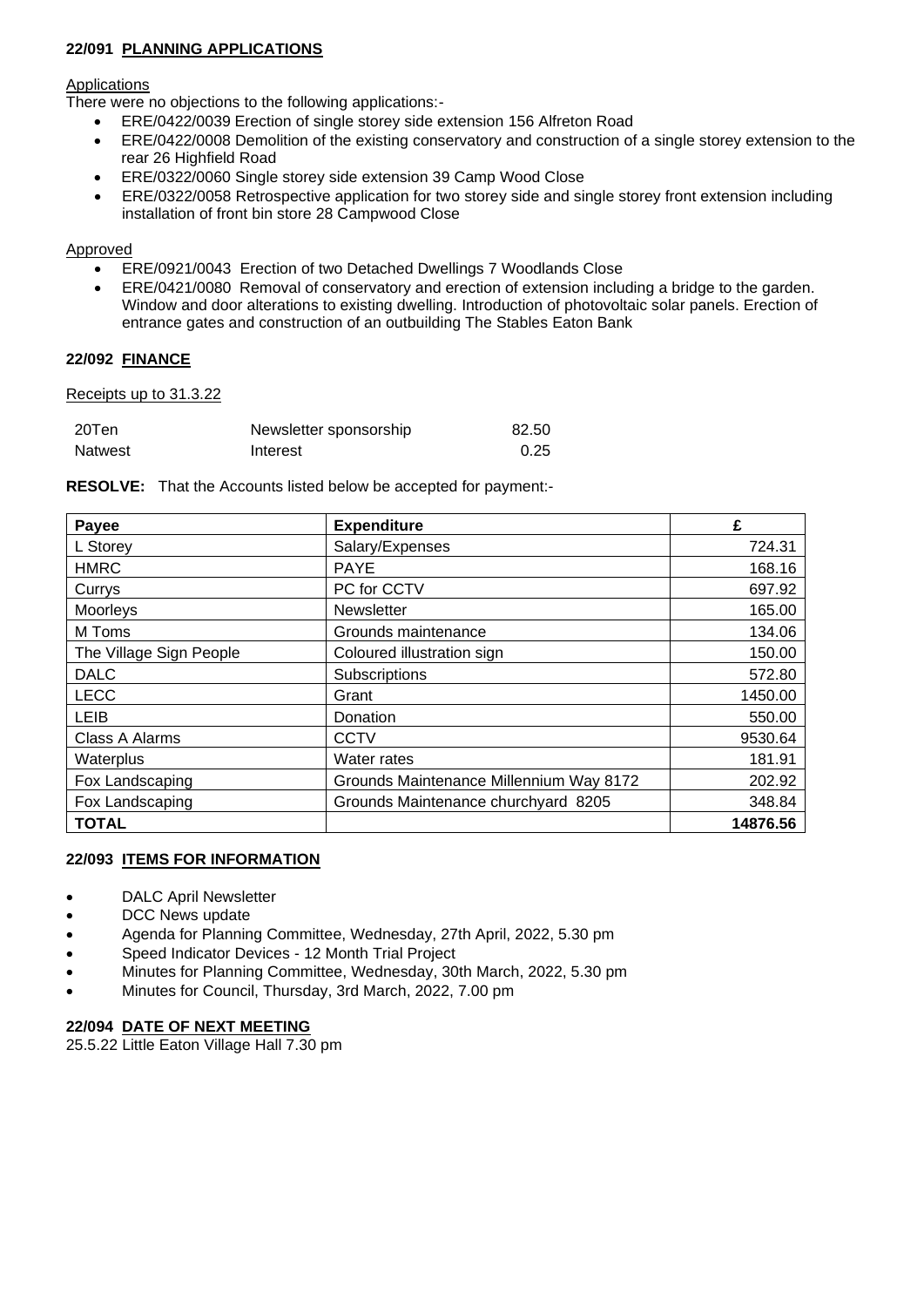## 22/091 PLANNING APPLICATIONS

Applications

There were no objections to the following applications:-

- ERE/0422/0039 Erection of single storey side extension 156 Alfreton Road
- ERE/0422/0008 Demolition of the existing conservatory and construction of a single storey extension to the rear 26 Highfield Road
- ERE/0322/0060 Single storey side extension 39 Camp Wood Close
- ERE/0322/0058 Retrospective application for two storey side and single storey front extension including installation of front bin store 28 Campwood Close

Approved

- ERE/0921/0043 Erection of two Detached Dwellings 7 Woodlands Close
- ERE/0421/0080 Removal of conservatory and erection of extension including a bridge to the garden. Window and door alterations to existing dwelling. Introduction of photovoltaic solar panels. Erection of entrance gates and construction of an outbuilding The Stables Eaton Bank

## 22/092 FINANCE

Receipts up to 31.3.22

| | | |
|---|---|---|
| 20Ten | Newsletter sponsorship | 82.50 |
| Natwest | Interest | 0.25 |

**RESOLVE:** That the Accounts listed below be accepted for payment:-

| Payee | Expenditure | £ |
|---|---|---|
| L Storey | Salary/Expenses | 724.31 |
| HMRC | PAYE | 168.16 |
| Currys | PC for CCTV | 697.92 |
| Moorleys | Newsletter | 165.00 |
| M Toms | Grounds maintenance | 134.06 |
| The Village Sign People | Coloured illustration sign | 150.00 |
| DALC | Subscriptions | 572.80 |
| LECC | Grant | 1450.00 |
| LEIB | Donation | 550.00 |
| Class A Alarms | CCTV | 9530.64 |
| Waterplus | Water rates | 181.91 |
| Fox Landscaping | Grounds Maintenance Millennium Way 8172 | 202.92 |
| Fox Landscaping | Grounds Maintenance churchyard 8205 | 348.84 |
| **TOTAL** | | **14876.56** |

## 22/093 ITEMS FOR INFORMATION

- DALC April Newsletter
- DCC News update
- Agenda for Planning Committee, Wednesday, 27th April, 2022, 5.30 pm
- Speed Indicator Devices - 12 Month Trial Project
- Minutes for Planning Committee, Wednesday, 30th March, 2022, 5.30 pm
- Minutes for Council, Thursday, 3rd March, 2022, 7.00 pm

## 22/094 DATE OF NEXT MEETING

25.5.22 Little Eaton Village Hall 7.30 pm